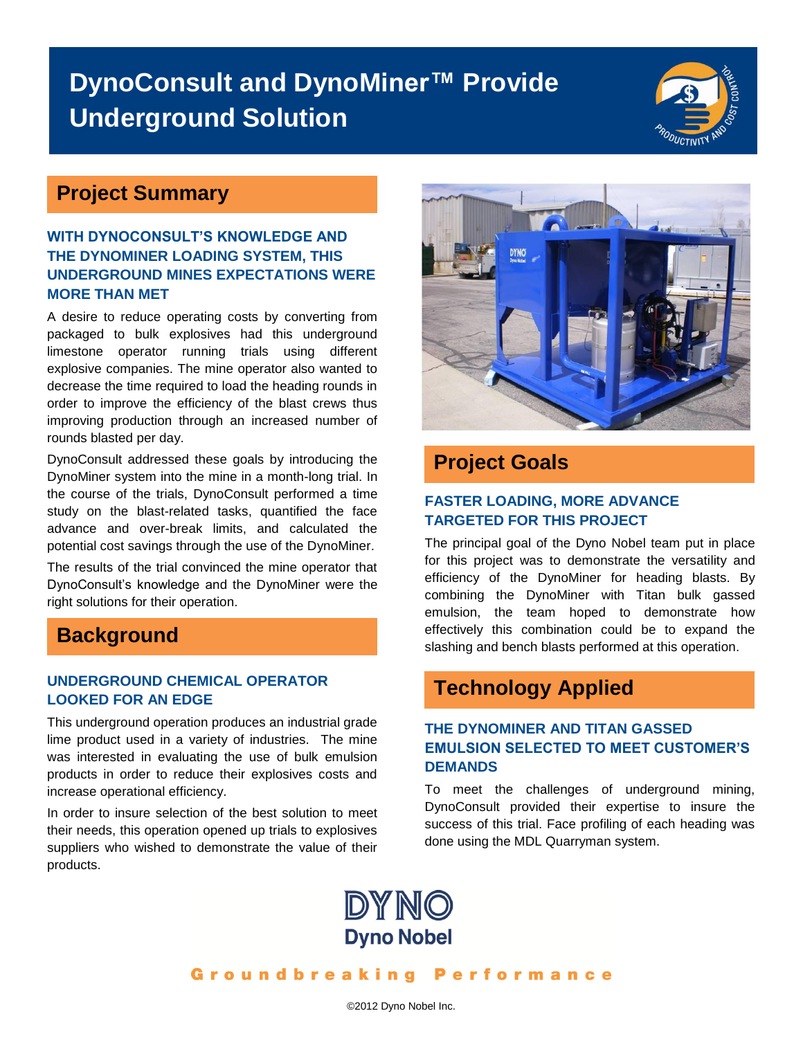# DynoConsult and DynoMiner™ Provide Underground Solution

## Project Summary

### WITH DYNOCONSULT'S KNOWLEDGE AND THE DYNOMINER LOADING SYSTEM, THIS UNDERGROUND MINES EXPECTATIONS WERE MORE THAN MET

A desire to reduce operating costs by converting from packaged to bulk explosives had this underground limestone operator running trials using different explosive companies. The mine operator also wanted to decrease the time required to load the heading rounds in order to improve the efficiency of the blast crews thus improving production through an increased number of rounds blasted per day.

DynoConsult addressed these goals by introducing the DynoMiner system into the mine in a month-long trial. In the course of the trials, DynoConsult performed a time study on the blast-related tasks, quantified the face advance and over-break limits, and calculated the potential cost savings through the use of the DynoMiner.

The results of the trial convinced the mine operator that DynoConsult's knowledge and the DynoMiner were the right solutions for their operation.

## Background

### UNDERGROUND CHEMICAL OPERATOR LOOKED FOR AN EDGE

This underground operation produces an industrial grade lime product used in a variety of industries. The mine was interested in evaluating the use of bulk emulsion products in order to reduce their explosives costs and increase operational efficiency.

In order to insure selection of the best solution to meet their needs, this operation opened up trials to explosives suppliers who wished to demonstrate the value of their products.

## Project Goals

### FASTER LOADING, MORE ADVANCE TARGETED FOR THIS PROJECT

The principal goal of the Dyno Nobel team put in place for this project was to demonstrate the versatility and efficiency of the DynoMiner for heading blasts. By combining the DynoMiner with Titan bulk gassed emulsion, the team hoped to demonstrate how effectively this combination could be to expand the slashing and bench blasts performed at this operation.

## Technology Applied

### THE DYNOMINER AND TITAN GASSED EMULSION SELECTED TO MEET CUSTOMER'S DEMANDS

To meet the challenges of underground mining, DynoConsult provided their expertise to insure the success of this trial. Face profiling of each heading was done using the MDL Quarryman system.

DYNO
Dyno Nobel

Groundbreaking Performance

©2012 Dyno Nobel Inc.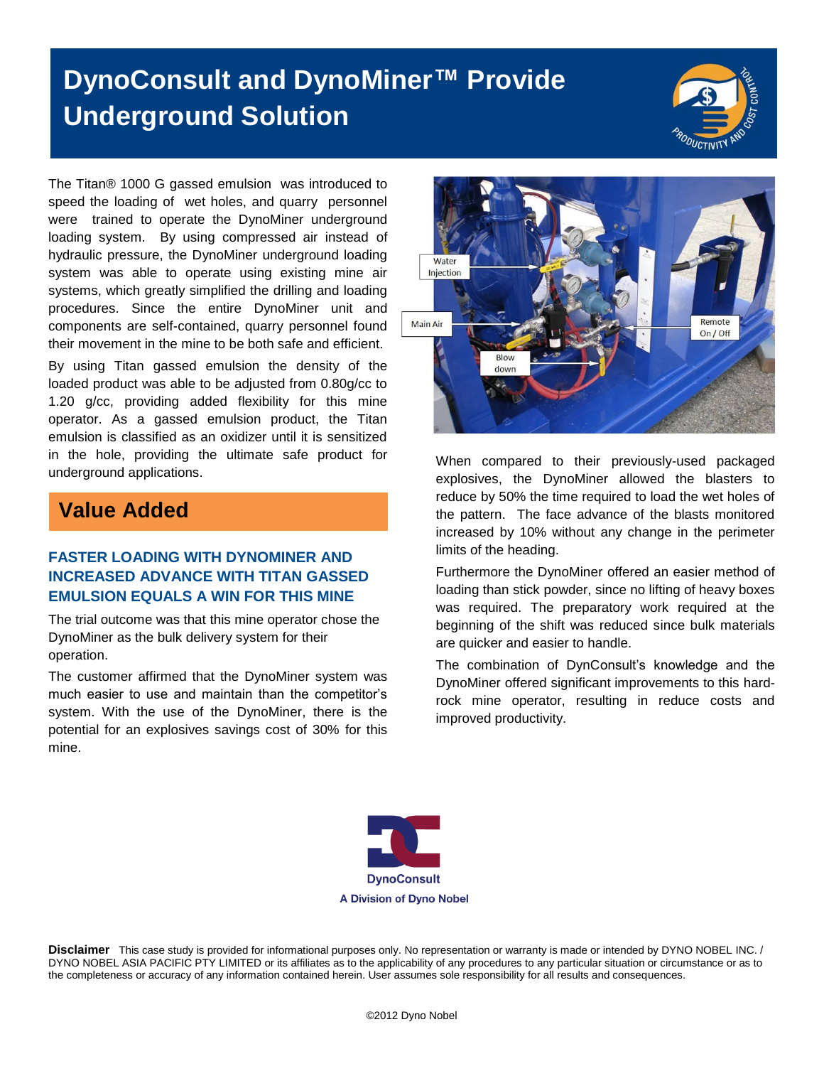# DynoConsult and DynoMiner™ Provide Underground Solution

The Titan® 1000 G gassed emulsion was introduced to speed the loading of wet holes, and quarry personnel were trained to operate the DynoMiner underground loading system. By using compressed air instead of hydraulic pressure, the DynoMiner underground loading system was able to operate using existing mine air systems, which greatly simplified the drilling and loading procedures. Since the entire DynoMiner unit and components are self-contained, quarry personnel found their movement in the mine to be both safe and efficient.

By using Titan gassed emulsion the density of the loaded product was able to be adjusted from 0.80g/cc to 1.20 g/cc, providing added flexibility for this mine operator. As a gassed emulsion product, the Titan emulsion is classified as an oxidizer until it is sensitized in the hole, providing the ultimate safe product for underground applications.

## Value Added

### FASTER LOADING WITH DYNOMINER AND INCREASED ADVANCE WITH TITAN GASSED EMULSION EQUALS A WIN FOR THIS MINE

The trial outcome was that this mine operator chose the DynoMiner as the bulk delivery system for their operation.

The customer affirmed that the DynoMiner system was much easier to use and maintain than the competitor's system. With the use of the DynoMiner, there is the potential for an explosives savings cost of 30% for this mine.

Water Injection

Main Air

Blow down

Remote On / Off

When compared to their previously-used packaged explosives, the DynoMiner allowed the blasters to reduce by 50% the time required to load the wet holes of the pattern. The face advance of the blasts monitored increased by 10% without any change in the perimeter limits of the heading.

Furthermore the DynoMiner offered an easier method of loading than stick powder, since no lifting of heavy boxes was required. The preparatory work required at the beginning of the shift was reduced since bulk materials are quicker and easier to handle.

The combination of DynConsult's knowledge and the DynoMiner offered significant improvements to this hard-rock mine operator, resulting in reduce costs and improved productivity.

DynoConsult
A Division of Dyno Nobel

**Disclaimer** This case study is provided for informational purposes only. No representation or warranty is made or intended by DYNO NOBEL INC. / DYNO NOBEL ASIA PACIFIC PTY LIMITED or its affiliates as to the applicability of any procedures to any particular situation or circumstance or as to the completeness or accuracy of any information contained herein. User assumes sole responsibility for all results and consequences.

©2012 Dyno Nobel